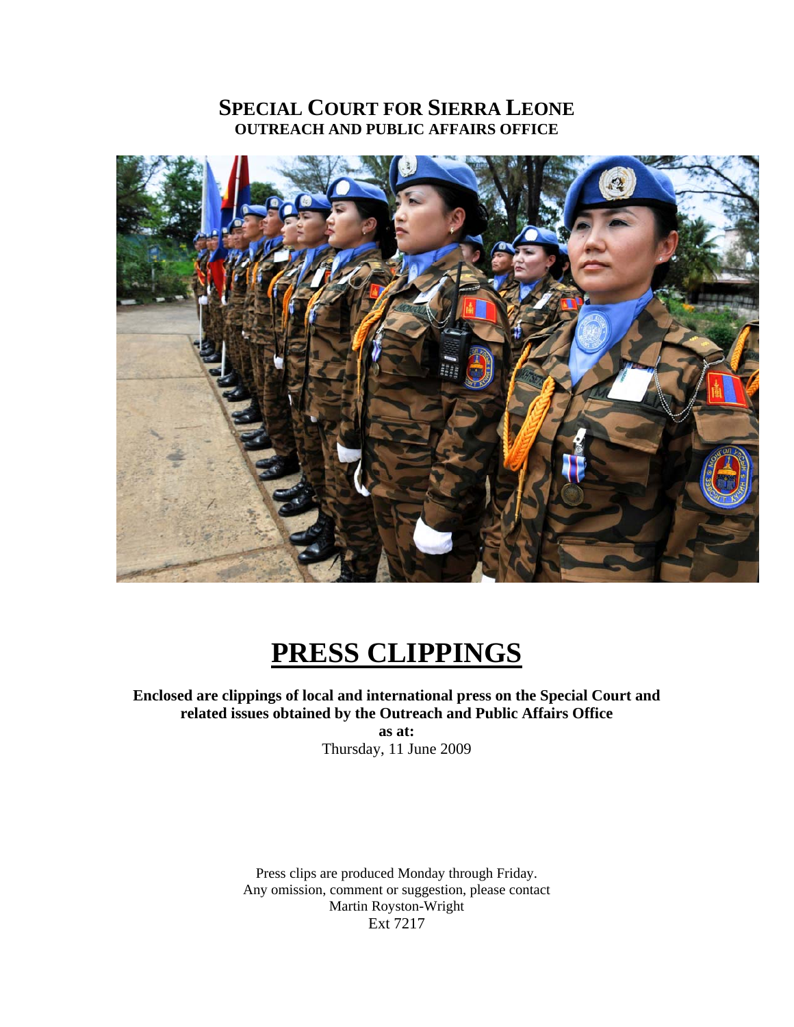# SPECIAL COURT FOR SIERRA LEONE
## OUTREACH AND PUBLIC AFFAIRS OFFICE

# PRESS CLIPPINGS

**Enclosed are clippings of local and international press on the Special Court and related issues obtained by the Outreach and Public Affairs Office**
**as at:**
Thursday, 11 June 2009

Press clips are produced Monday through Friday.
Any omission, comment or suggestion, please contact
Martin Royston-Wright
Ext 7217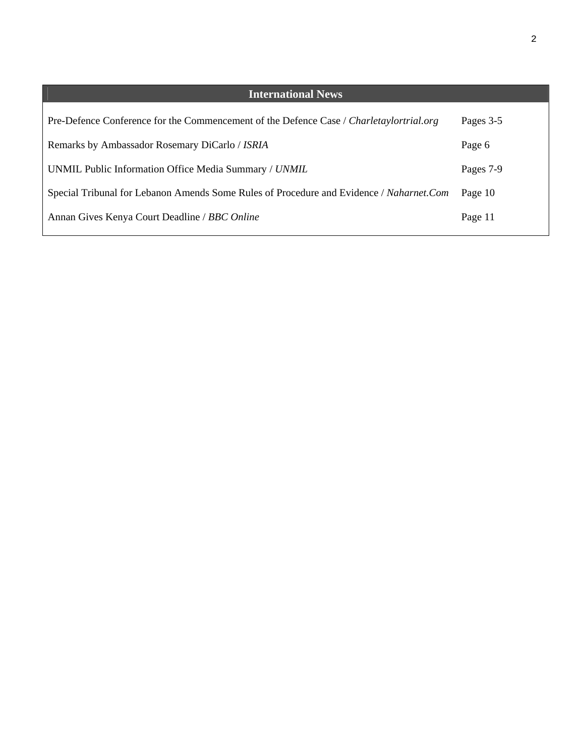| International News | |
|---|---|
| Pre-Defence Conference for the Commencement of the Defence Case / *Charletaylortrial.org* | Pages 3-5 |
| Remarks by Ambassador Rosemary DiCarlo / *ISRIA* | Page 6 |
| UNMIL Public Information Office Media Summary / *UNMIL* | Pages 7-9 |
| Special Tribunal for Lebanon Amends Some Rules of Procedure and Evidence / *Naharnet.Com* | Page 10 |
| Annan Gives Kenya Court Deadline / *BBC Online* | Page 11 |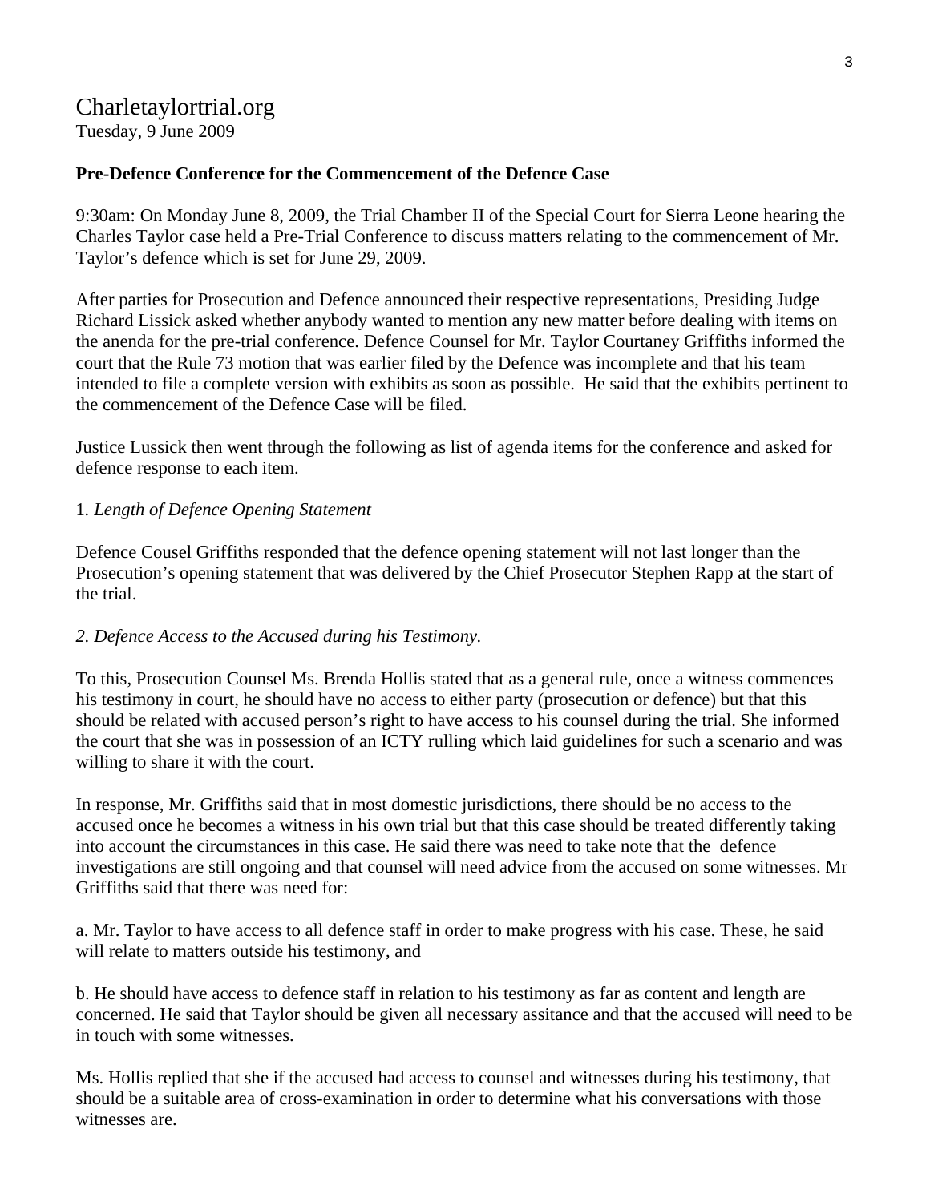# Charletaylortrial.org

Tuesday, 9 June 2009

**Pre-Defence Conference for the Commencement of the Defence Case**

9:30am: On Monday June 8, 2009, the Trial Chamber II of the Special Court for Sierra Leone hearing the Charles Taylor case held a Pre-Trial Conference to discuss matters relating to the commencement of Mr. Taylor's defence which is set for June 29, 2009.

After parties for Prosecution and Defence announced their respective representations, Presiding Judge Richard Lissick asked whether anybody wanted to mention any new matter before dealing with items on the anenda for the pre-trial conference. Defence Counsel for Mr. Taylor Courtaney Griffiths informed the court that the Rule 73 motion that was earlier filed by the Defence was incomplete and that his team intended to file a complete version with exhibits as soon as possible. He said that the exhibits pertinent to the commencement of the Defence Case will be filed.

Justice Lussick then went through the following as list of agenda items for the conference and asked for defence response to each item.

1. *Length of Defence Opening Statement*

Defence Cousel Griffiths responded that the defence opening statement will not last longer than the Prosecution's opening statement that was delivered by the Chief Prosecutor Stephen Rapp at the start of the trial.

*2. Defence Access to the Accused during his Testimony.*

To this, Prosecution Counsel Ms. Brenda Hollis stated that as a general rule, once a witness commences his testimony in court, he should have no access to either party (prosecution or defence) but that this should be related with accused person's right to have access to his counsel during the trial. She informed the court that she was in possession of an ICTY rulling which laid guidelines for such a scenario and was willing to share it with the court.

In response, Mr. Griffiths said that in most domestic jurisdictions, there should be no access to the accused once he becomes a witness in his own trial but that this case should be treated differently taking into account the circumstances in this case. He said there was need to take note that the defence investigations are still ongoing and that counsel will need advice from the accused on some witnesses. Mr Griffiths said that there was need for:

a. Mr. Taylor to have access to all defence staff in order to make progress with his case. These, he said will relate to matters outside his testimony, and

b. He should have access to defence staff in relation to his testimony as far as content and length are concerned. He said that Taylor should be given all necessary assitance and that the accused will need to be in touch with some witnesses.

Ms. Hollis replied that she if the accused had access to counsel and witnesses during his testimony, that should be a suitable area of cross-examination in order to determine what his conversations with those witnesses are.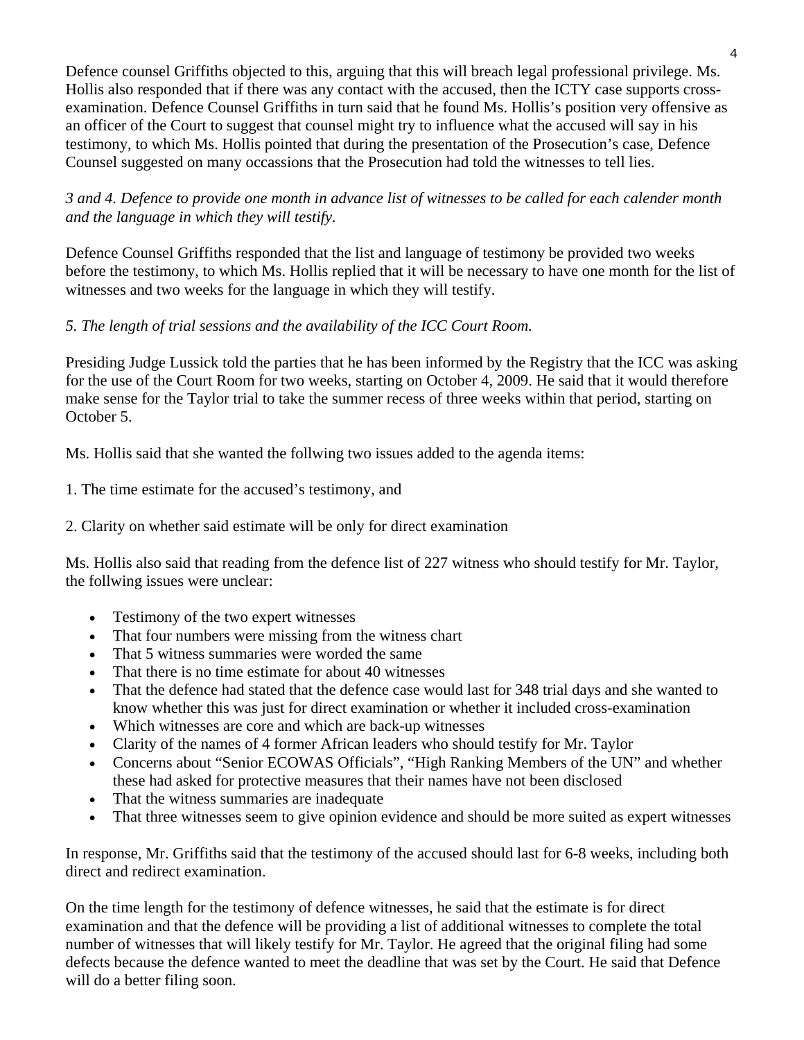Defence counsel Griffiths objected to this, arguing that this will breach legal professional privilege. Ms. Hollis also responded that if there was any contact with the accused, then the ICTY case supports cross-examination. Defence Counsel Griffiths in turn said that he found Ms. Hollis's position very offensive as an officer of the Court to suggest that counsel might try to influence what the accused will say in his testimony, to which Ms. Hollis pointed that during the presentation of the Prosecution's case, Defence Counsel suggested on many occassions that the Prosecution had told the witnesses to tell lies.

*3 and 4. Defence to provide one month in advance list of witnesses to be called for each calender month and the language in which they will testify.*

Defence Counsel Griffiths responded that the list and language of testimony be provided two weeks before the testimony, to which Ms. Hollis replied that it will be necessary to have one month for the list of witnesses and two weeks for the language in which they will testify.

*5. The length of trial sessions and the availability of the ICC Court Room.*

Presiding Judge Lussick told the parties that he has been informed by the Registry that the ICC was asking for the use of the Court Room for two weeks, starting on October 4, 2009. He said that it would therefore make sense for the Taylor trial to take the summer recess of three weeks within that period, starting on October 5.

Ms. Hollis said that she wanted the follwing two issues added to the agenda items:

1. The time estimate for the accused's testimony, and

2. Clarity on whether said estimate will be only for direct examination

Ms. Hollis also said that reading from the defence list of 227 witness who should testify for Mr. Taylor, the follwing issues were unclear:

- Testimony of the two expert witnesses
- That four numbers were missing from the witness chart
- That 5 witness summaries were worded the same
- That there is no time estimate for about 40 witnesses
- That the defence had stated that the defence case would last for 348 trial days and she wanted to know whether this was just for direct examination or whether it included cross-examination
- Which witnesses are core and which are back-up witnesses
- Clarity of the names of 4 former African leaders who should testify for Mr. Taylor
- Concerns about "Senior ECOWAS Officials", "High Ranking Members of the UN" and whether these had asked for protective measures that their names have not been disclosed
- That the witness summaries are inadequate
- That three witnesses seem to give opinion evidence and should be more suited as expert witnesses

In response, Mr. Griffiths said that the testimony of the accused should last for 6-8 weeks, including both direct and redirect examination.

On the time length for the testimony of defence witnesses, he said that the estimate is for direct examination and that the defence will be providing a list of additional witnesses to complete the total number of witnesses that will likely testify for Mr. Taylor. He agreed that the original filing had some defects because the defence wanted to meet the deadline that was set by the Court. He said that Defence will do a better filing soon.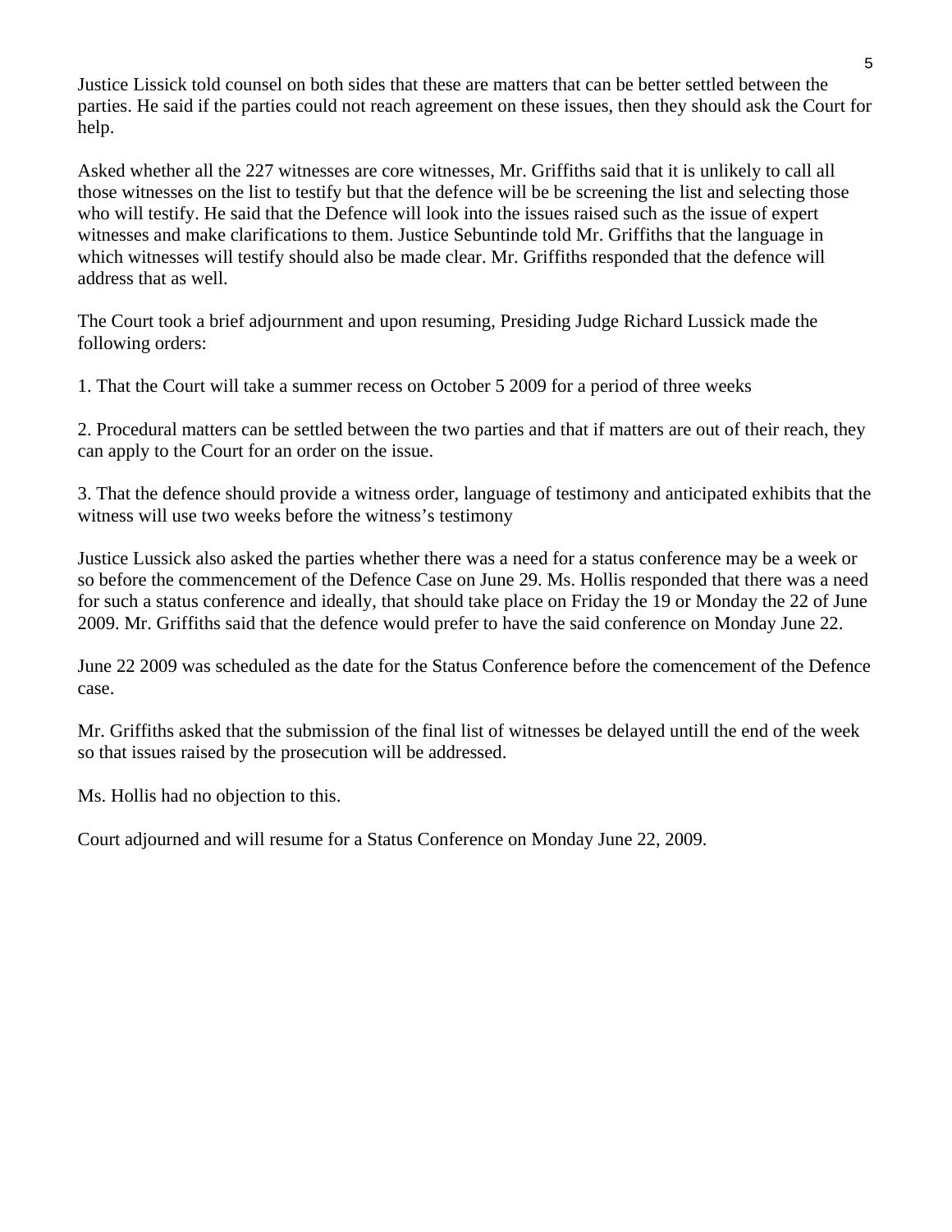Justice Lissick told counsel on both sides that these are matters that can be better settled between the parties. He said if the parties could not reach agreement on these issues, then they should ask the Court for help.

Asked whether all the 227 witnesses are core witnesses, Mr. Griffiths said that it is unlikely to call all those witnesses on the list to testify but that the defence will be be screening the list and selecting those who will testify. He said that the Defence will look into the issues raised such as the issue of expert witnesses and make clarifications to them. Justice Sebuntinde told Mr. Griffiths that the language in which witnesses will testify should also be made clear. Mr. Griffiths responded that the defence will address that as well.

The Court took a brief adjournment and upon resuming, Presiding Judge Richard Lussick made the following orders:

1. That the Court will take a summer recess on October 5 2009 for a period of three weeks

2. Procedural matters can be settled between the two parties and that if matters are out of their reach, they can apply to the Court for an order on the issue.

3. That the defence should provide a witness order, language of testimony and anticipated exhibits that the witness will use two weeks before the witness's testimony

Justice Lussick also asked the parties whether there was a need for a status conference may be a week or so before the commencement of the Defence Case on June 29. Ms. Hollis responded that there was a need for such a status conference and ideally, that should take place on Friday the 19 or Monday the 22 of June 2009. Mr. Griffiths said that the defence would prefer to have the said conference on Monday June 22.

June 22 2009 was scheduled as the date for the Status Conference before the comencement of the Defence case.

Mr. Griffiths asked that the submission of the final list of witnesses be delayed untill the end of the week so that issues raised by the prosecution will be addressed.

Ms. Hollis had no objection to this.

Court adjourned and will resume for a Status Conference on Monday June 22, 2009.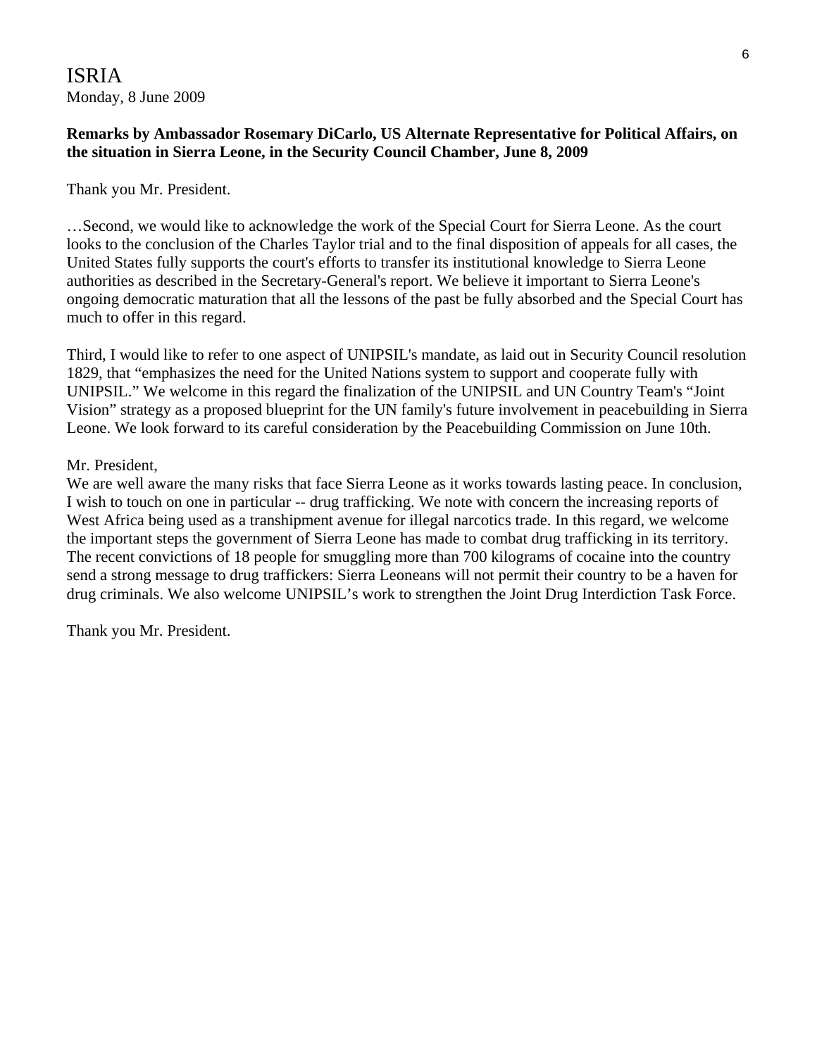ISRIA
Monday, 8 June 2009

**Remarks by Ambassador Rosemary DiCarlo, US Alternate Representative for Political Affairs, on the situation in Sierra Leone, in the Security Council Chamber, June 8, 2009**

Thank you Mr. President.

…Second, we would like to acknowledge the work of the Special Court for Sierra Leone. As the court looks to the conclusion of the Charles Taylor trial and to the final disposition of appeals for all cases, the United States fully supports the court's efforts to transfer its institutional knowledge to Sierra Leone authorities as described in the Secretary-General's report. We believe it important to Sierra Leone's ongoing democratic maturation that all the lessons of the past be fully absorbed and the Special Court has much to offer in this regard.

Third, I would like to refer to one aspect of UNIPSIL's mandate, as laid out in Security Council resolution 1829, that "emphasizes the need for the United Nations system to support and cooperate fully with UNIPSIL." We welcome in this regard the finalization of the UNIPSIL and UN Country Team's "Joint Vision" strategy as a proposed blueprint for the UN family's future involvement in peacebuilding in Sierra Leone. We look forward to its careful consideration by the Peacebuilding Commission on June 10th.

Mr. President,
We are well aware the many risks that face Sierra Leone as it works towards lasting peace. In conclusion, I wish to touch on one in particular -- drug trafficking. We note with concern the increasing reports of West Africa being used as a transhipment avenue for illegal narcotics trade. In this regard, we welcome the important steps the government of Sierra Leone has made to combat drug trafficking in its territory. The recent convictions of 18 people for smuggling more than 700 kilograms of cocaine into the country send a strong message to drug traffickers: Sierra Leoneans will not permit their country to be a haven for drug criminals. We also welcome UNIPSIL's work to strengthen the Joint Drug Interdiction Task Force.

Thank you Mr. President.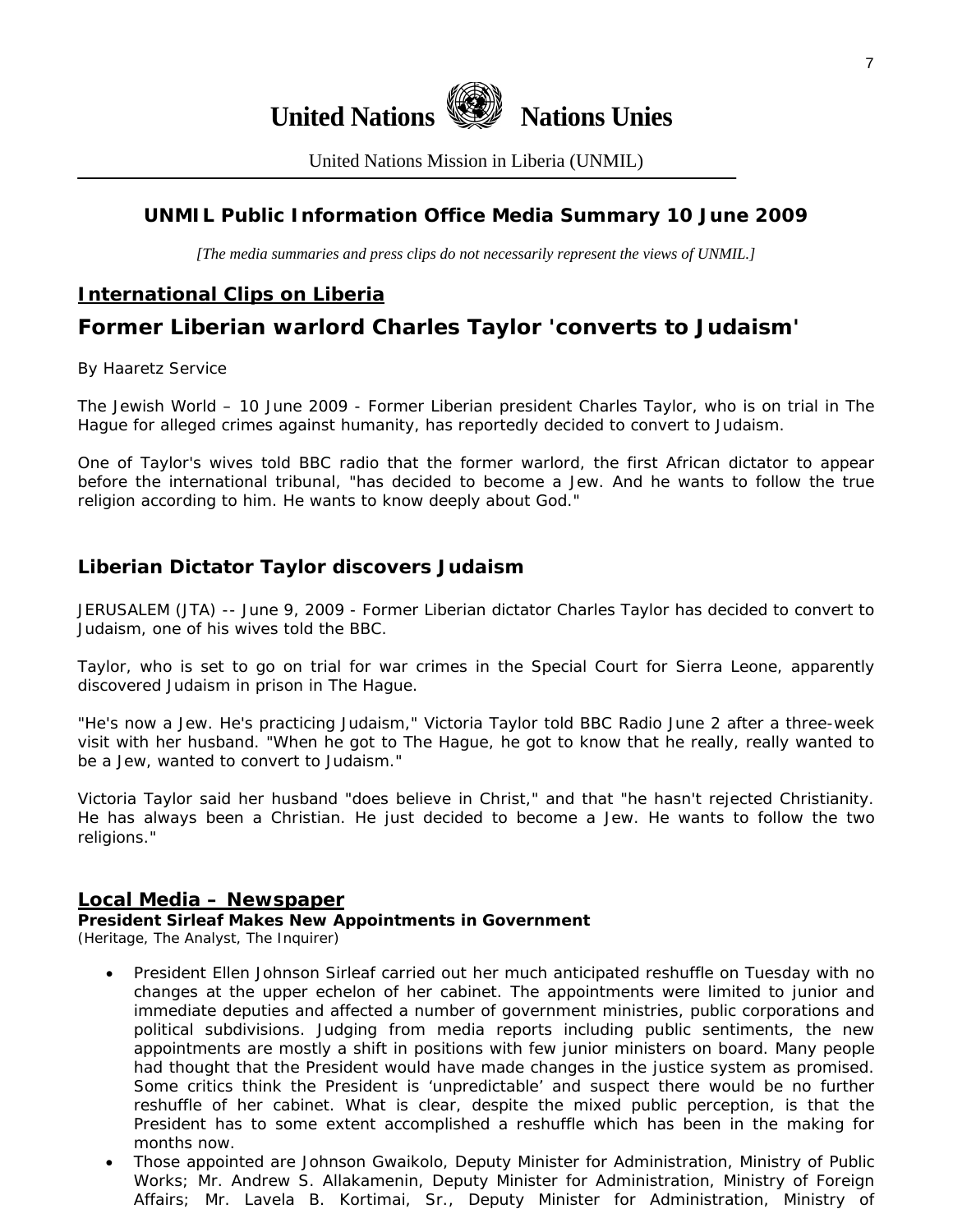# United Nations Nations Unies

United Nations Mission in Liberia (UNMIL)

## UNMIL Public Information Office Media Summary 10 June 2009

*[The media summaries and press clips do not necessarily represent the views of UNMIL.]*

## International Clips on Liberia

## Former Liberian warlord Charles Taylor 'converts to Judaism'

By Haaretz Service

The Jewish World – 10 June 2009 - Former Liberian president Charles Taylor, who is on trial in The Hague for alleged crimes against humanity, has reportedly decided to convert to Judaism.

One of Taylor's wives told BBC radio that the former warlord, the first African dictator to appear before the international tribunal, "has decided to become a Jew. And he wants to follow the true religion according to him. He wants to know deeply about God."

### Liberian Dictator Taylor discovers Judaism

JERUSALEM (JTA) -- June 9, 2009 - Former Liberian dictator Charles Taylor has decided to convert to Judaism, one of his wives told the BBC.

Taylor, who is set to go on trial for war crimes in the Special Court for Sierra Leone, apparently discovered Judaism in prison in The Hague.

"He's now a Jew. He's practicing Judaism," Victoria Taylor told BBC Radio June 2 after a three-week visit with her husband. "When he got to The Hague, he got to know that he really, really wanted to be a Jew, wanted to convert to Judaism."

Victoria Taylor said her husband "does believe in Christ," and that "he hasn't rejected Christianity. He has always been a Christian. He just decided to become a Jew. He wants to follow the two religions."

## Local Media – Newspaper

**President Sirleaf Makes New Appointments in Government**
(Heritage, The Analyst, The Inquirer)

- President Ellen Johnson Sirleaf carried out her much anticipated reshuffle on Tuesday with no changes at the upper echelon of her cabinet. The appointments were limited to junior and immediate deputies and affected a number of government ministries, public corporations and political subdivisions. Judging from media reports including public sentiments, the new appointments are mostly a shift in positions with few junior ministers on board. Many people had thought that the President would have made changes in the justice system as promised. Some critics think the President is 'unpredictable' and suspect there would be no further reshuffle of her cabinet. What is clear, despite the mixed public perception, is that the President has to some extent accomplished a reshuffle which has been in the making for months now.
- Those appointed are Johnson Gwaikolo, Deputy Minister for Administration, Ministry of Public Works; Mr. Andrew S. Allakamenin, Deputy Minister for Administration, Ministry of Foreign Affairs; Mr. Lavela B. Kortimai, Sr., Deputy Minister for Administration, Ministry of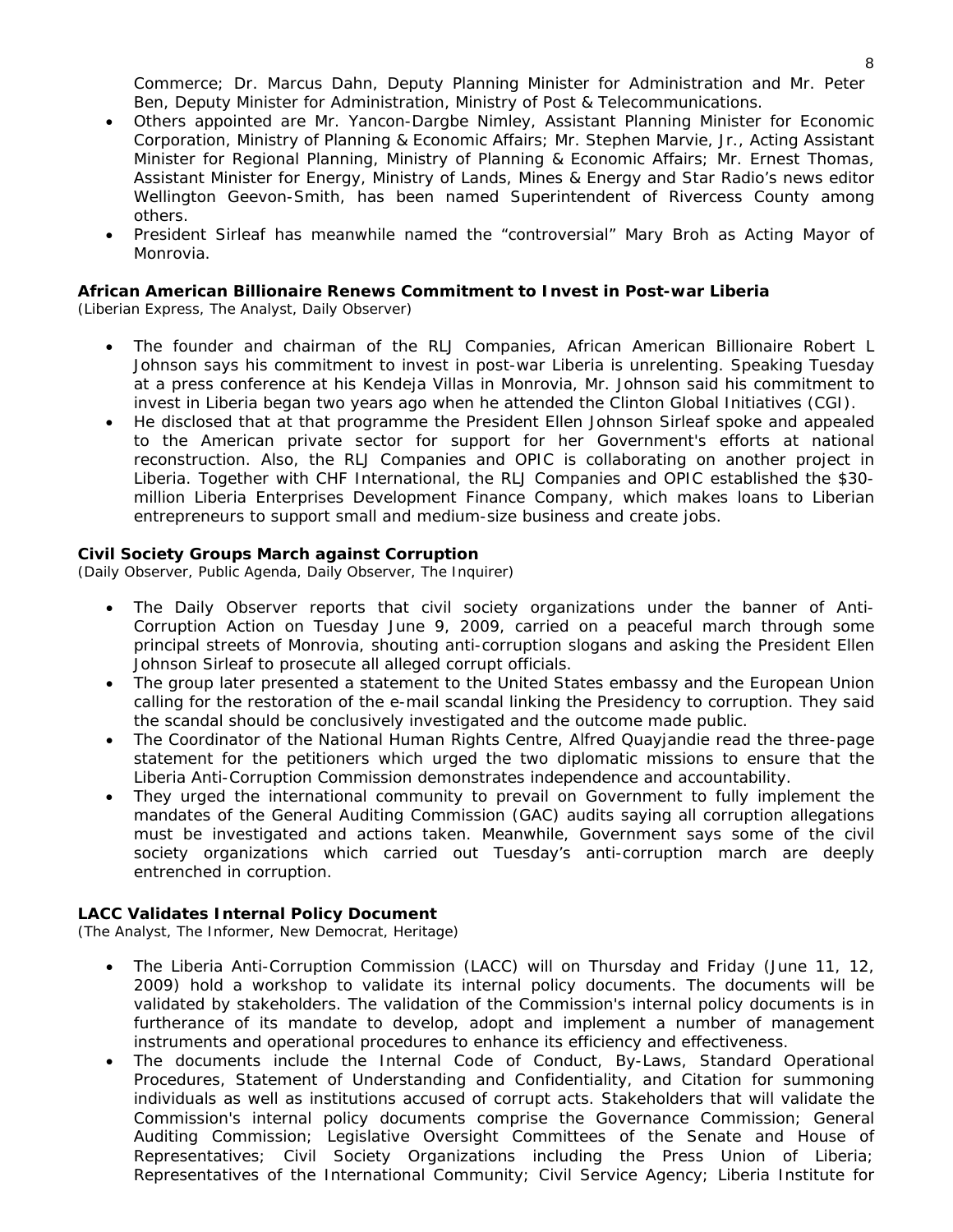Commerce; Dr. Marcus Dahn, Deputy Planning Minister for Administration and Mr. Peter Ben, Deputy Minister for Administration, Ministry of Post & Telecommunications.

- Others appointed are Mr. Yancon-Dargbe Nimley, Assistant Planning Minister for Economic Corporation, Ministry of Planning & Economic Affairs; Mr. Stephen Marvie, Jr., Acting Assistant Minister for Regional Planning, Ministry of Planning & Economic Affairs; Mr. Ernest Thomas, Assistant Minister for Energy, Ministry of Lands, Mines & Energy and Star Radio's news editor Wellington Geevon-Smith, has been named Superintendent of Rivercess County among others.
- President Sirleaf has meanwhile named the "controversial" Mary Broh as Acting Mayor of Monrovia.

**African American Billionaire Renews Commitment to Invest in Post-war Liberia**
*(Liberian Express, The Analyst, Daily Observer)*

- The founder and chairman of the RLJ Companies, African American Billionaire Robert L Johnson says his commitment to invest in post-war Liberia is unrelenting. Speaking Tuesday at a press conference at his Kendeja Villas in Monrovia, Mr. Johnson said his commitment to invest in Liberia began two years ago when he attended the Clinton Global Initiatives (CGI).
- He disclosed that at that programme the President Ellen Johnson Sirleaf spoke and appealed to the American private sector for support for her Government's efforts at national reconstruction. Also, the RLJ Companies and OPIC is collaborating on another project in Liberia. Together with CHF International, the RLJ Companies and OPIC established the $30-million Liberia Enterprises Development Finance Company, which makes loans to Liberian entrepreneurs to support small and medium-size business and create jobs.

**Civil Society Groups March against Corruption**
*(Daily Observer, Public Agenda, Daily Observer, The Inquirer)*

- The Daily Observer reports that civil society organizations under the banner of Anti-Corruption Action on Tuesday June 9, 2009, carried on a peaceful march through some principal streets of Monrovia, shouting anti-corruption slogans and asking the President Ellen Johnson Sirleaf to prosecute all alleged corrupt officials.
- The group later presented a statement to the United States embassy and the European Union calling for the restoration of the e-mail scandal linking the Presidency to corruption. They said the scandal should be conclusively investigated and the outcome made public.
- The Coordinator of the National Human Rights Centre, Alfred Quayjandie read the three-page statement for the petitioners which urged the two diplomatic missions to ensure that the Liberia Anti-Corruption Commission demonstrates independence and accountability.
- They urged the international community to prevail on Government to fully implement the mandates of the General Auditing Commission (GAC) audits saying all corruption allegations must be investigated and actions taken. Meanwhile, Government says some of the civil society organizations which carried out Tuesday's anti-corruption march are deeply entrenched in corruption.

**LACC Validates Internal Policy Document**
*(The Analyst, The Informer, New Democrat, Heritage)*

- The Liberia Anti-Corruption Commission (LACC) will on Thursday and Friday (June 11, 12, 2009) hold a workshop to validate its internal policy documents. The documents will be validated by stakeholders. The validation of the Commission's internal policy documents is in furtherance of its mandate to develop, adopt and implement a number of management instruments and operational procedures to enhance its efficiency and effectiveness.
- The documents include the Internal Code of Conduct, By-Laws, Standard Operational Procedures, Statement of Understanding and Confidentiality, and Citation for summoning individuals as well as institutions accused of corrupt acts. Stakeholders that will validate the Commission's internal policy documents comprise the Governance Commission; General Auditing Commission; Legislative Oversight Committees of the Senate and House of Representatives; Civil Society Organizations including the Press Union of Liberia; Representatives of the International Community; Civil Service Agency; Liberia Institute for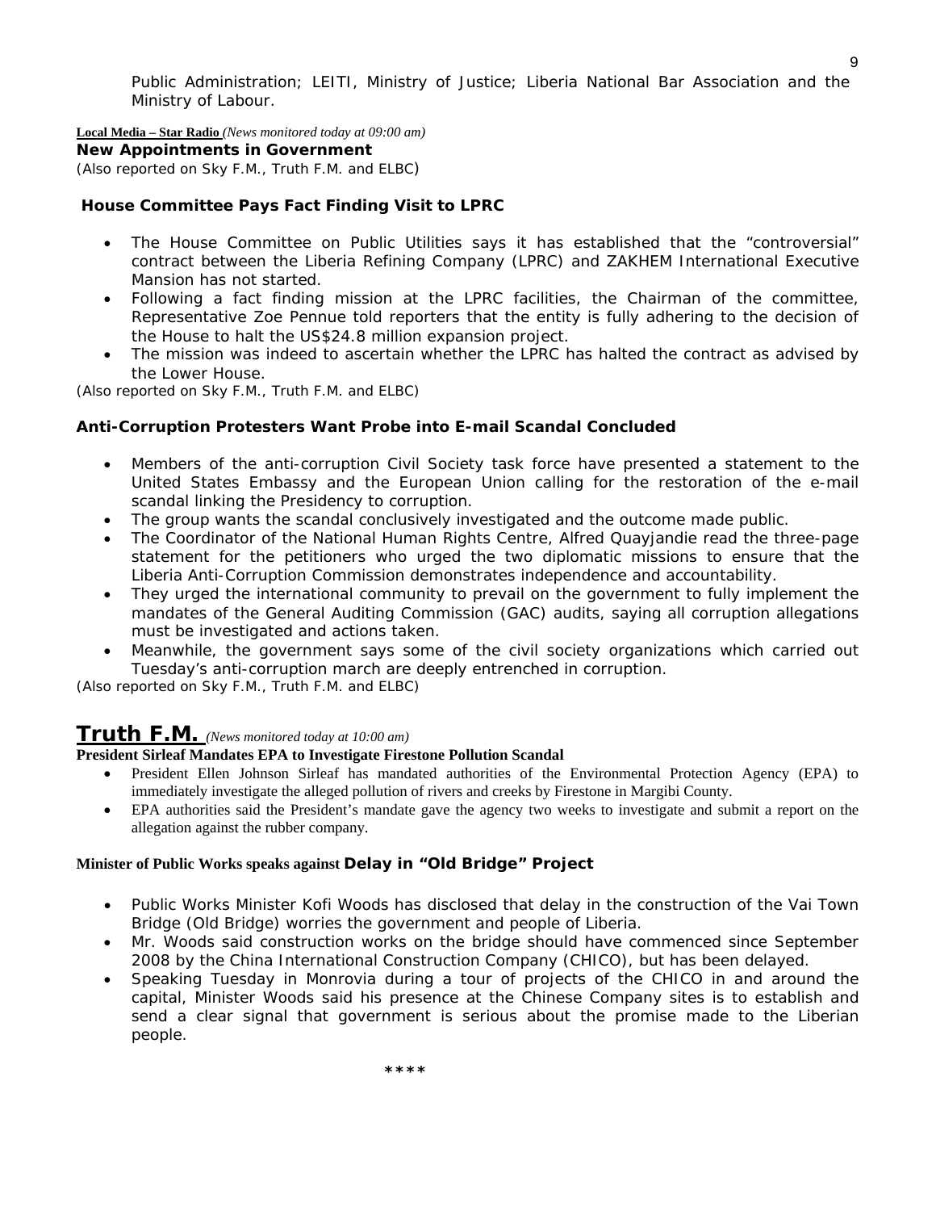Public Administration; LEITI, Ministry of Justice; Liberia National Bar Association and the Ministry of Labour.

**Local Media – Star Radio** *(News monitored today at 09:00 am)*

**New Appointments in Government**

(Also reported on Sky F.M., Truth F.M. and ELBC)

### House Committee Pays Fact Finding Visit to LPRC

- The House Committee on Public Utilities says it has established that the "controversial" contract between the Liberia Refining Company (LPRC) and ZAKHEM International Executive Mansion has not started.
- Following a fact finding mission at the LPRC facilities, the Chairman of the committee, Representative Zoe Pennue told reporters that the entity is fully adhering to the decision of the House to halt the US$24.8 million expansion project.
- The mission was indeed to ascertain whether the LPRC has halted the contract as advised by the Lower House.

(Also reported on Sky F.M., Truth F.M. and ELBC)

### Anti-Corruption Protesters Want Probe into E-mail Scandal Concluded

- Members of the anti-corruption Civil Society task force have presented a statement to the United States Embassy and the European Union calling for the restoration of the e-mail scandal linking the Presidency to corruption.
- The group wants the scandal conclusively investigated and the outcome made public.
- The Coordinator of the National Human Rights Centre, Alfred Quayjandie read the three-page statement for the petitioners who urged the two diplomatic missions to ensure that the Liberia Anti-Corruption Commission demonstrates independence and accountability.
- They urged the international community to prevail on the government to fully implement the mandates of the General Auditing Commission (GAC) audits, saying all corruption allegations must be investigated and actions taken.
- Meanwhile, the government says some of the civil society organizations which carried out Tuesday's anti-corruption march are deeply entrenched in corruption.

(Also reported on Sky F.M., Truth F.M. and ELBC)

## Truth F.M. *(News monitored today at 10:00 am)*

### President Sirleaf Mandates EPA to Investigate Firestone Pollution Scandal

- President Ellen Johnson Sirleaf has mandated authorities of the Environmental Protection Agency (EPA) to immediately investigate the alleged pollution of rivers and creeks by Firestone in Margibi County.
- EPA authorities said the President's mandate gave the agency two weeks to investigate and submit a report on the allegation against the rubber company.

### Minister of Public Works speaks against Delay in "Old Bridge" Project

- Public Works Minister Kofi Woods has disclosed that delay in the construction of the Vai Town Bridge (Old Bridge) worries the government and people of Liberia.
- Mr. Woods said construction works on the bridge should have commenced since September 2008 by the China International Construction Company (CHICO), but has been delayed.
- Speaking Tuesday in Monrovia during a tour of projects of the CHICO in and around the capital, Minister Woods said his presence at the Chinese Company sites is to establish and send a clear signal that government is serious about the promise made to the Liberian people.

****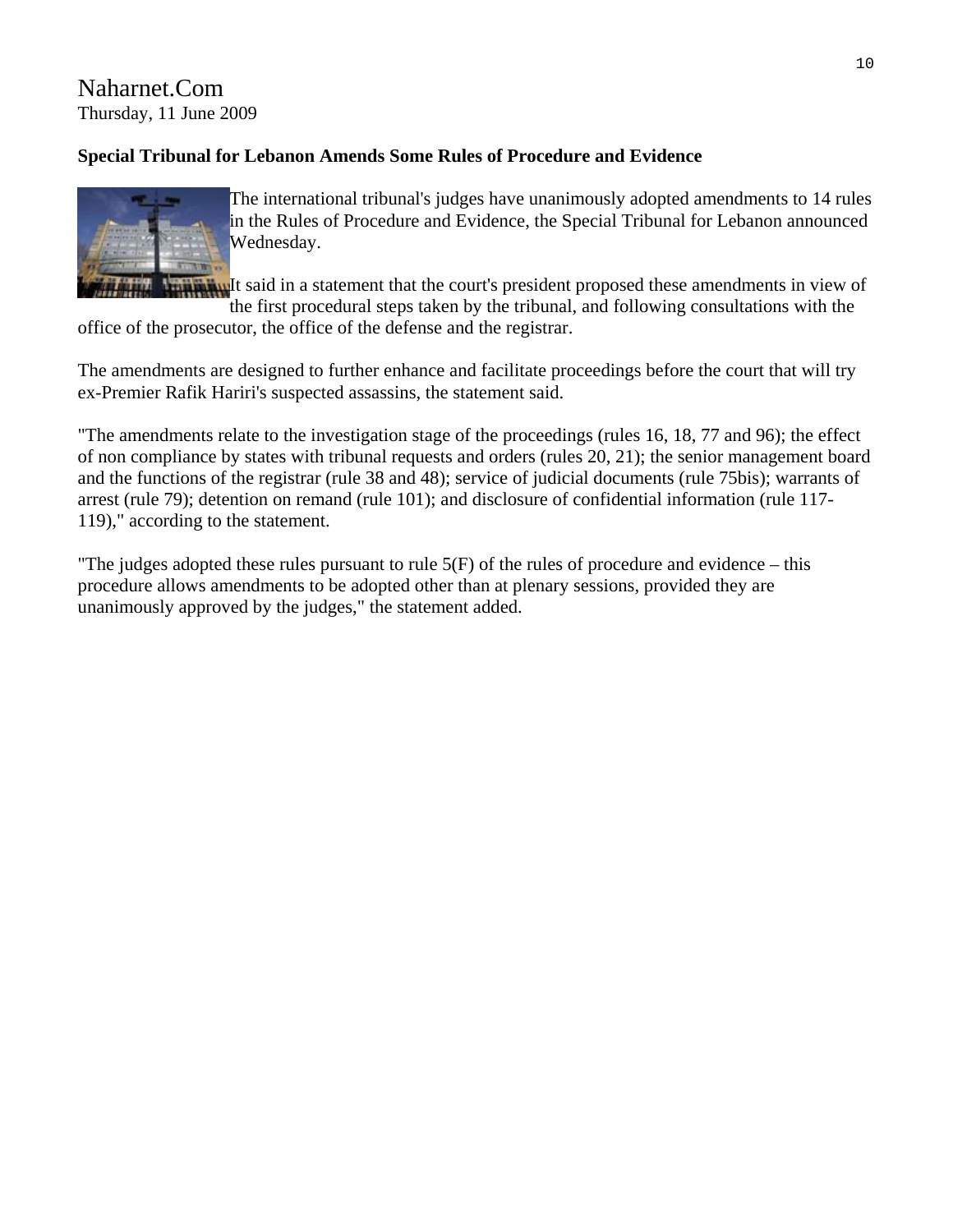Naharnet.Com
Thursday, 11 June 2009

**Special Tribunal for Lebanon Amends Some Rules of Procedure and Evidence**

The international tribunal's judges have unanimously adopted amendments to 14 rules in the Rules of Procedure and Evidence, the Special Tribunal for Lebanon announced Wednesday.

It said in a statement that the court's president proposed these amendments in view of the first procedural steps taken by the tribunal, and following consultations with the office of the prosecutor, the office of the defense and the registrar.

The amendments are designed to further enhance and facilitate proceedings before the court that will try ex-Premier Rafik Hariri's suspected assassins, the statement said.

"The amendments relate to the investigation stage of the proceedings (rules 16, 18, 77 and 96); the effect of non compliance by states with tribunal requests and orders (rules 20, 21); the senior management board and the functions of the registrar (rule 38 and 48); service of judicial documents (rule 75bis); warrants of arrest (rule 79); detention on remand (rule 101); and disclosure of confidential information (rule 117-119)," according to the statement.

"The judges adopted these rules pursuant to rule 5(F) of the rules of procedure and evidence – this procedure allows amendments to be adopted other than at plenary sessions, provided they are unanimously approved by the judges," the statement added.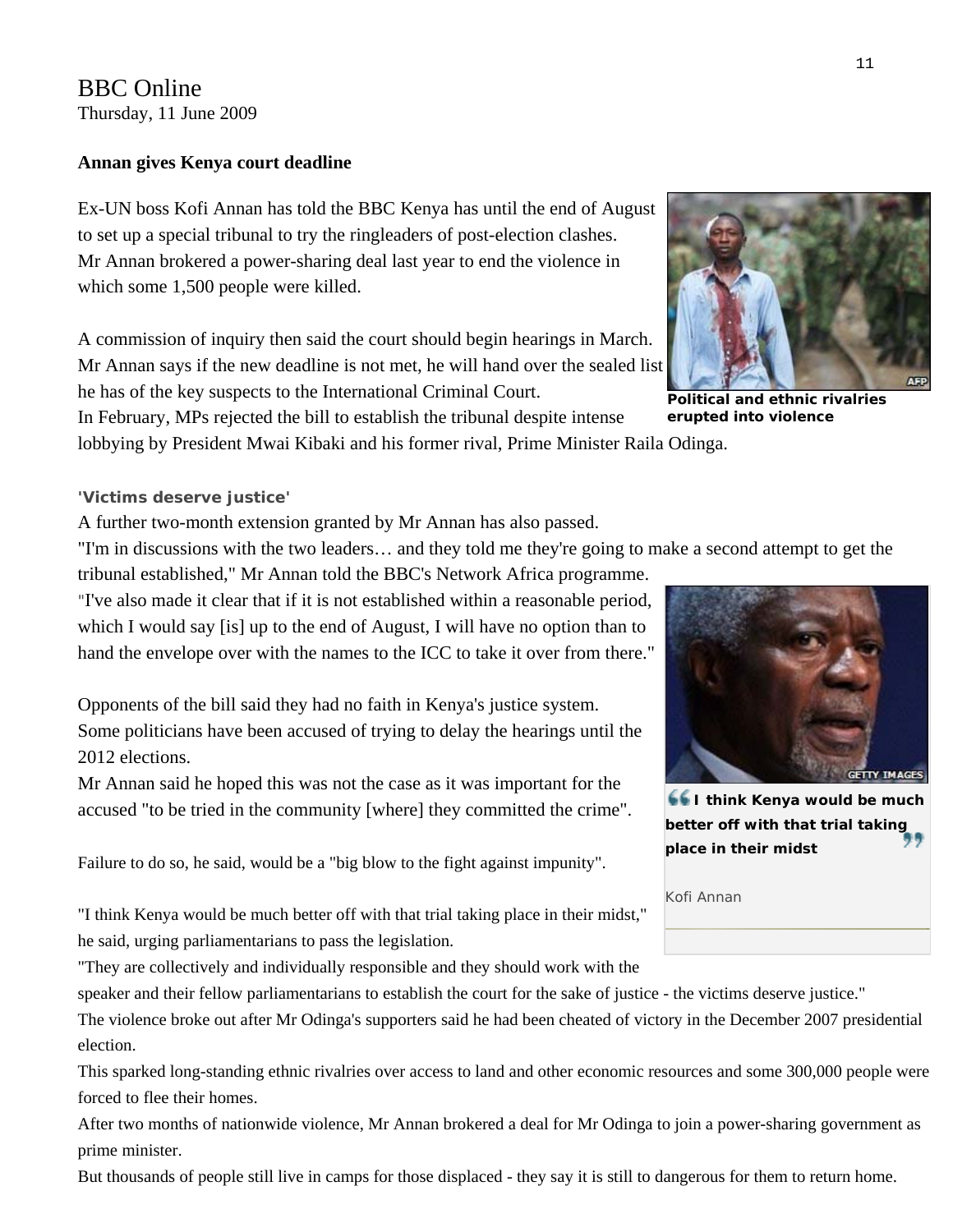BBC Online
Thursday, 11 June 2009

**Annan gives Kenya court deadline**

Ex-UN boss Kofi Annan has told the BBC Kenya has until the end of August to set up a special tribunal to try the ringleaders of post-election clashes.
Mr Annan brokered a power-sharing deal last year to end the violence in which some 1,500 people were killed.

A commission of inquiry then said the court should begin hearings in March.
Mr Annan says if the new deadline is not met, he will hand over the sealed list he has of the key suspects to the International Criminal Court.
In February, MPs rejected the bill to establish the tribunal despite intense lobbying by President Mwai Kibaki and his former rival, Prime Minister Raila Odinga.

**Political and ethnic rivalries erupted into violence**

**'Victims deserve justice'**

A further two-month extension granted by Mr Annan has also passed.
"I'm in discussions with the two leaders… and they told me they're going to make a second attempt to get the tribunal established," Mr Annan told the BBC's Network Africa programme.
"I've also made it clear that if it is not established within a reasonable period, which I would say [is] up to the end of August, I will have no option than to hand the envelope over with the names to the ICC to take it over from there."

Opponents of the bill said they had no faith in Kenya's justice system.
Some politicians have been accused of trying to delay the hearings until the 2012 elections.
Mr Annan said he hoped this was not the case as it was important for the accused "to be tried in the community [where] they committed the crime".

Failure to do so, he said, would be a "big blow to the fight against impunity".

"I think Kenya would be much better off with that trial taking place in their midst," he said, urging parliamentarians to pass the legislation.
"They are collectively and individually responsible and they should work with the speaker and their fellow parliamentarians to establish the court for the sake of justice - the victims deserve justice."
The violence broke out after Mr Odinga's supporters said he had been cheated of victory in the December 2007 presidential election.
This sparked long-standing ethnic rivalries over access to land and other economic resources and some 300,000 people were forced to flee their homes.
After two months of nationwide violence, Mr Annan brokered a deal for Mr Odinga to join a power-sharing government as prime minister.
But thousands of people still live in camps for those displaced - they say it is still to dangerous for them to return home.

> **I think Kenya would be much better off with that trial taking place in their midst**
>
> Kofi Annan